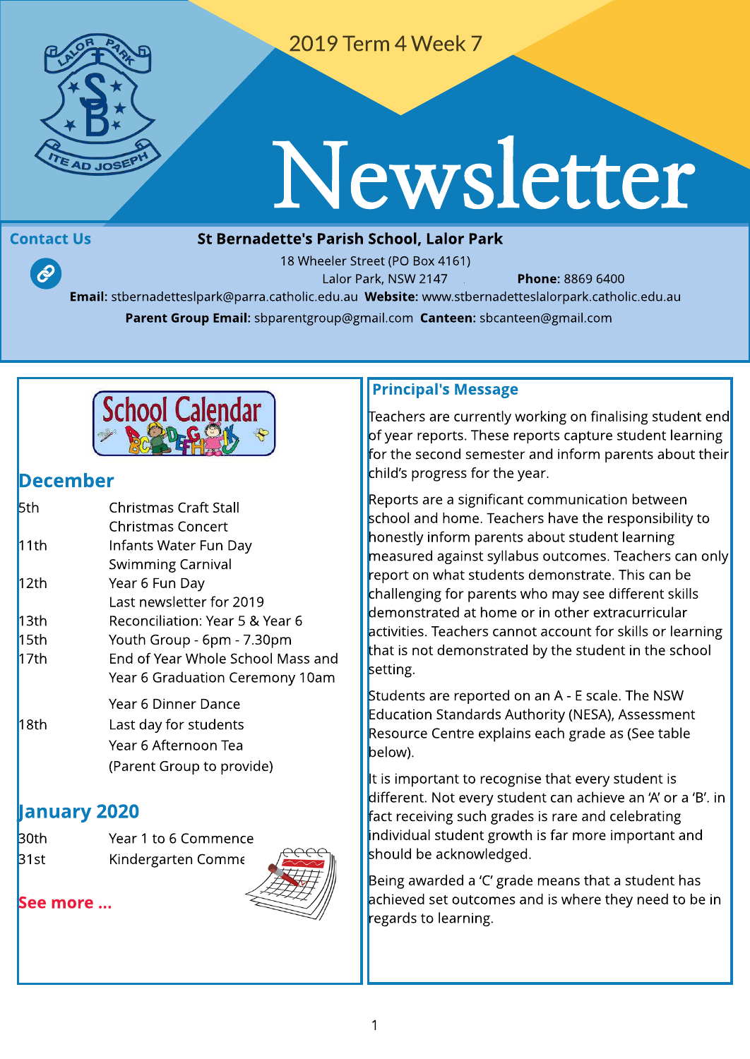2019 Term 4 Week 7

# Newsletter

**Contact Us**

**St Bernadette's Parish School, Lalor Park**

18 Wheeler Street (PO Box 4161)
Lalor Park, NSW 2147 **Phone:** 8869 6400
**Email:** stbernadetteslpark@parra.catholic.edu.au **Website:** www.stbernadetteslalorpark.catholic.edu.au
**Parent Group Email:** sbparentgroup@gmail.com **Canteen:** sbcanteen@gmail.com

## School Calendar

## December

| | |
|---|---|
| 5th | Christmas Craft Stall |
| | Christmas Concert |
| 11th | Infants Water Fun Day |
| | Swimming Carnival |
| 12th | Year 6 Fun Day |
| | Last newsletter for 2019 |
| 13th | Reconciliation: Year 5 & Year 6 |
| 15th | Youth Group - 6pm - 7.30pm |
| 17th | End of Year Whole School Mass and Year 6 Graduation Ceremony 10am |
| | Year 6 Dinner Dance |
| 18th | Last day for students |
| | Year 6 Afternoon Tea (Parent Group to provide) |

## January 2020

| | |
|---|---|
| 30th | Year 1 to 6 Commence |
| 31st | Kindergarten Comme |

See more ...

## Principal's Message

Teachers are currently working on finalising student end of year reports. These reports capture student learning for the second semester and inform parents about their child's progress for the year.

Reports are a significant communication between school and home. Teachers have the responsibility to honestly inform parents about student learning measured against syllabus outcomes. Teachers can only report on what students demonstrate. This can be challenging for parents who may see different skills demonstrated at home or in other extracurricular activities. Teachers cannot account for skills or learning that is not demonstrated by the student in the school setting.

Students are reported on an A - E scale. The NSW Education Standards Authority (NESA), Assessment Resource Centre explains each grade as (See table below).

It is important to recognise that every student is different. Not every student can achieve an 'A' or a 'B'. in fact receiving such grades is rare and celebrating individual student growth is far more important and should be acknowledged.

Being awarded a 'C' grade means that a student has achieved set outcomes and is where they need to be in regards to learning.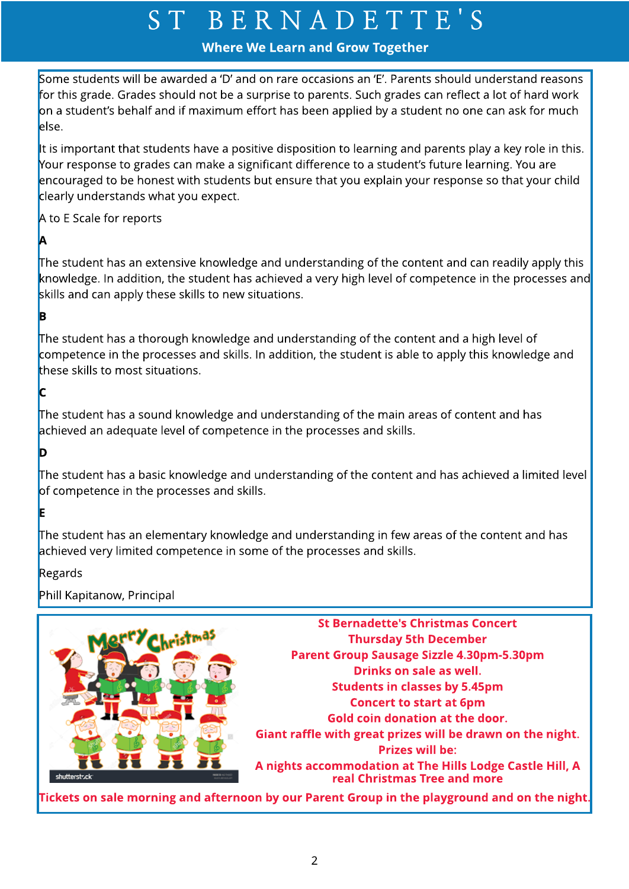Some students will be awarded a 'D' and on rare occasions an 'E'. Parents should understand reasons for this grade. Grades should not be a surprise to parents. Such grades can reflect a lot of hard work on a student's behalf and if maximum effort has been applied by a student no one can ask for much else.

It is important that students have a positive disposition to learning and parents play a key role in this. Your response to grades can make a significant difference to a student's future learning. You are encouraged to be honest with students but ensure that you explain your response so that your child clearly understands what you expect.

A to E Scale for reports

**A**

The student has an extensive knowledge and understanding of the content and can readily apply this knowledge. In addition, the student has achieved a very high level of competence in the processes and skills and can apply these skills to new situations.

**B**

The student has a thorough knowledge and understanding of the content and a high level of competence in the processes and skills. In addition, the student is able to apply this knowledge and these skills to most situations.

**C**

The student has a sound knowledge and understanding of the main areas of content and has achieved an adequate level of competence in the processes and skills.

**D**

The student has a basic knowledge and understanding of the content and has achieved a limited level of competence in the processes and skills.

**E**

The student has an elementary knowledge and understanding in few areas of the content and has achieved very limited competence in some of the processes and skills.

Regards

Phill Kapitanow, Principal

**St Bernadette's Christmas Concert**
**Thursday 5th December**
**Parent Group Sausage Sizzle 4.30pm-5.30pm**
**Drinks on sale as well.**
**Students in classes by 5.45pm**
**Concert to start at 6pm**
**Gold coin donation at the door.**
**Giant raffle with great prizes will be drawn on the night.**
**Prizes will be:**
**A nights accommodation at The Hills Lodge Castle Hill, A real Christmas Tree and more**

**Tickets on sale morning and afternoon by our Parent Group in the playground and on the night.**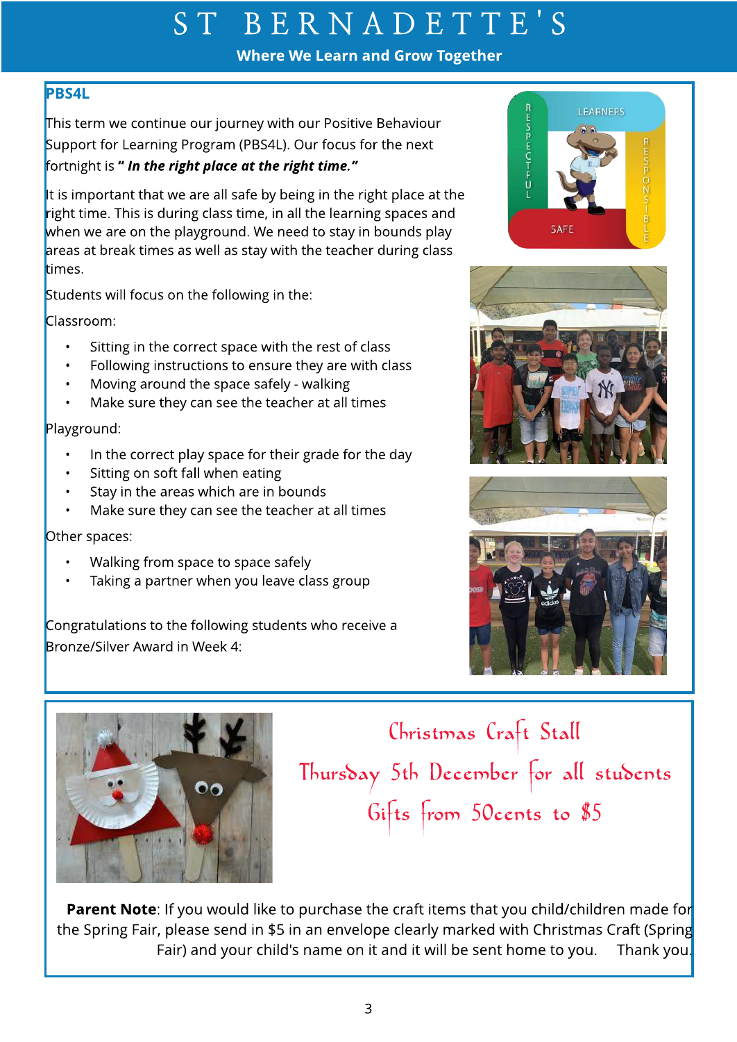# ST BERNADETTE'S

**Where We Learn and Grow Together**

## PBS4L

This term we continue our journey with our Positive Behaviour Support for Learning Program (PBS4L). Our focus for the next fortnight is ***" In the right place at the right time."***

It is important that we are all safe by being in the right place at the right time. This is during class time, in all the learning spaces and when we are on the playground. We need to stay in bounds play areas at break times as well as stay with the teacher during class times.

Students will focus on the following in the:

Classroom:

- Sitting in the correct space with the rest of class
- Following instructions to ensure they are with class
- Moving around the space safely - walking
- Make sure they can see the teacher at all times

Playground:

- In the correct play space for their grade for the day
- Sitting on soft fall when eating
- Stay in the areas which are in bounds
- Make sure they can see the teacher at all times

Other spaces:

- Walking from space to space safely
- Taking a partner when you leave class group

Congratulations to the following students who receive a Bronze/Silver Award in Week 4:

## Christmas Craft Stall

Thursday 5th December for all students

Gifts from 50cents to $5

**Parent Note**: If you would like to purchase the craft items that you child/children made for the Spring Fair, please send in $5 in an envelope clearly marked with Christmas Craft (Spring Fair) and your child's name on it and it will be sent home to you. Thank you.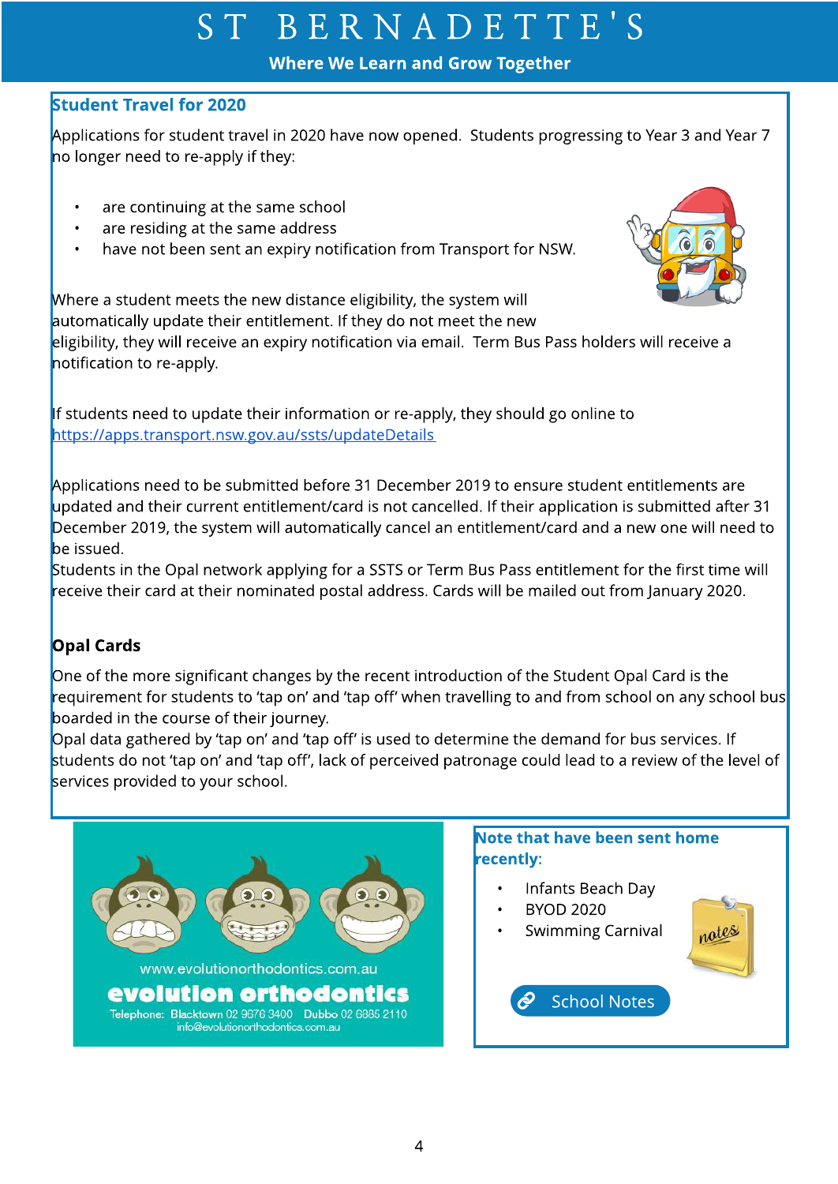## Student Travel for 2020

Applications for student travel in 2020 have now opened. Students progressing to Year 3 and Year 7 no longer need to re-apply if they:

- are continuing at the same school
- are residing at the same address
- have not been sent an expiry notification from Transport for NSW.

Where a student meets the new distance eligibility, the system will automatically update their entitlement. If they do not meet the new eligibility, they will receive an expiry notification via email. Term Bus Pass holders will receive a notification to re-apply.

If students need to update their information or re-apply, they should go online to https://apps.transport.nsw.gov.au/ssts/updateDetails

Applications need to be submitted before 31 December 2019 to ensure student entitlements are updated and their current entitlement/card is not cancelled. If their application is submitted after 31 December 2019, the system will automatically cancel an entitlement/card and a new one will need to be issued.

Students in the Opal network applying for a SSTS or Term Bus Pass entitlement for the first time will receive their card at their nominated postal address. Cards will be mailed out from January 2020.

### Opal Cards

One of the more significant changes by the recent introduction of the Student Opal Card is the requirement for students to 'tap on' and 'tap off' when travelling to and from school on any school bus boarded in the course of their journey.

Opal data gathered by 'tap on' and 'tap off' is used to determine the demand for bus services. If students do not 'tap on' and 'tap off', lack of perceived patronage could lead to a review of the level of services provided to your school.

www.evolutionorthodontics.com.au

**evolution orthodontics**

Telephone: Blacktown 02 9676 3400 Dubbo 02 6885 2110
info@evolutionorthodontics.com.au

## Note that have been sent home recently:

- Infants Beach Day
- BYOD 2020
- Swimming Carnival

School Notes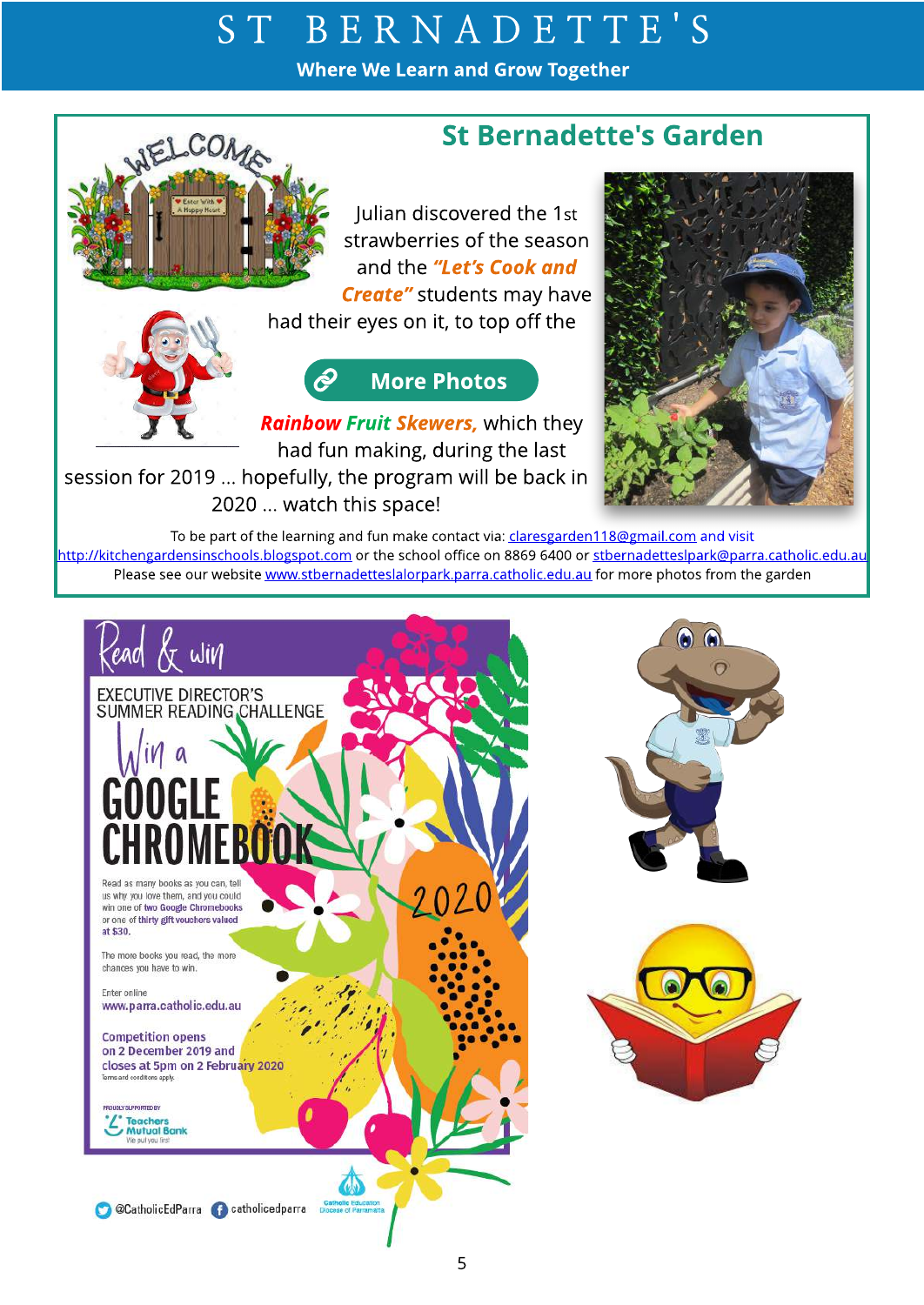## St Bernadette's Garden

Julian discovered the 1st strawberries of the season and the *"Let's Cook and Create"* students may have had their eyes on it, to top off the

More Photos

***Rainbow Fruit Skewers,*** which they had fun making, during the last session for 2019 ... hopefully, the program will be back in 2020 ... watch this space!

To be part of the learning and fun make contact via: claresgarden118@gmail.com and visit http://kitchengardensinschools.blogspot.com or the school office on 8869 6400 or stbernadettesIpark@parra.catholic.edu.au

Please see our website www.stbernadetteslalorpark.parra.catholic.edu.au for more photos from the garden

## Read & win

EXECUTIVE DIRECTOR'S SUMMER READING CHALLENGE

Win a **GOOGLE CHROMEBOOK**

Read as many books as you can, tell us why you love them, and you could win one of **two Google Chromebooks** or one of **thirty gift vouchers valued at $30.**

The more books you read, the more chances you have to win.

Enter online
**www.parra.catholic.edu.au**

**Competition opens on 2 December 2019 and closes at 5pm on 2 February 2020**

Terms and conditions apply.

2020

PROUDLY SUPPORTED BY Teachers Mutual Bank — We put you first

@CatholicEdParra catholicedparra

Catholic Education Diocese of Parramatta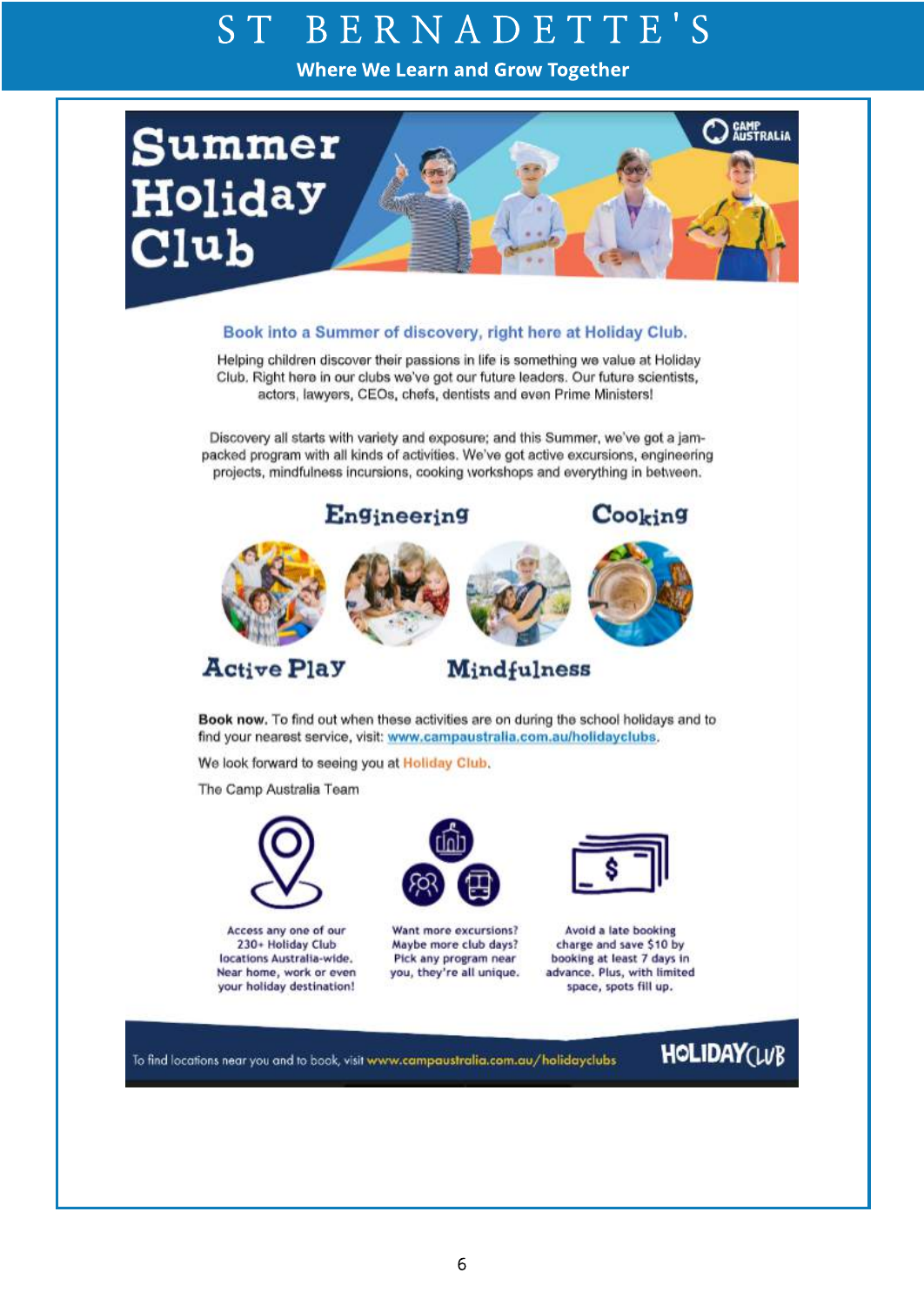# Summer Holiday Club

CAMP AUSTRALIA

### Book into a Summer of discovery, right here at Holiday Club.

Helping children discover their passions in life is something we value at Holiday Club. Right here in our clubs we've got our future leaders. Our future scientists, actors, lawyers, CEOs, chefs, dentists and even Prime Ministers!

Discovery all starts with variety and exposure; and this Summer, we've got a jam-packed program with all kinds of activities. We've got active excursions, engineering projects, mindfulness incursions, cooking workshops and everything in between.

Engineering · Cooking · Active Play · Mindfulness

**Book now.** To find out when these activities are on during the school holidays and to find your nearest service, visit: www.campaustralia.com.au/holidayclubs.

We look forward to seeing you at Holiday Club.

The Camp Australia Team

Access any one of our 230+ Holiday Club locations Australia-wide. Near home, work or even your holiday destination!

Want more excursions? Maybe more club days? Pick any program near you, they're all unique.

Avoid a late booking charge and save $10 by booking at least 7 days in advance. Plus, with limited space, spots fill up.

To find locations near you and to book, visit www.campaustralia.com.au/holidayclubs

HOLIDAY CLUB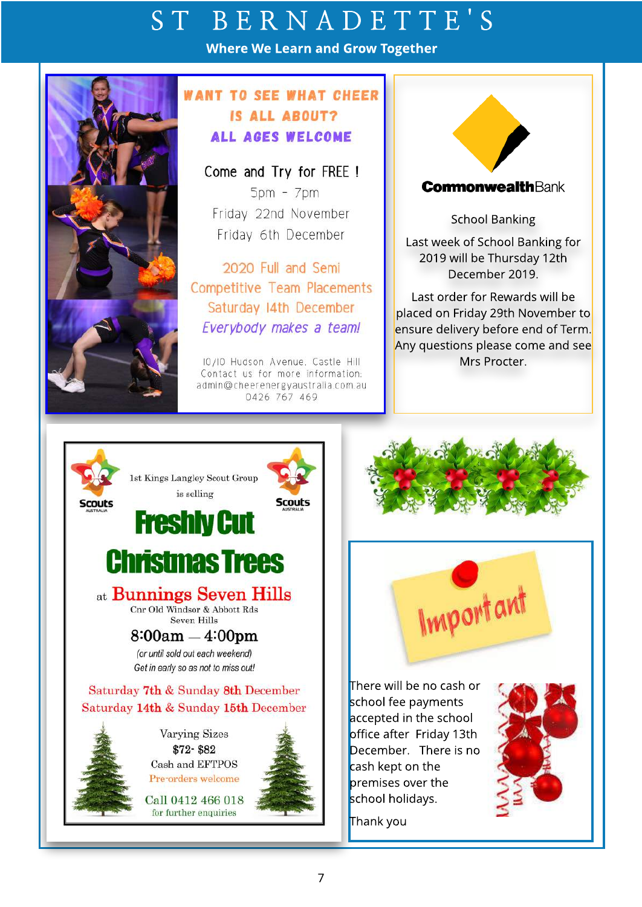# ST BERNADETTE'S

**Where We Learn and Grow Together**

## WANT TO SEE WHAT CHEER IS ALL ABOUT?

**ALL AGES WELCOME**

Come and Try for FREE !

5pm - 7pm

Friday 22nd November

Friday 6th December

2020 Full and Semi Competitive Team Placements

Saturday 14th December

*Everybody makes a team!*

10/10 Hudson Avenue, Castle Hill

Contact us for more information:

admin@cheerenergyaustralia.com.au

0426 767 469

---

**CommonwealthBank**

School Banking

Last week of School Banking for 2019 will be Thursday 12th December 2019.

Last order for Rewards will be placed on Friday 29th November to ensure delivery before end of Term. Any questions please come and see Mrs Procter.

---

Scouts Australia

1st Kings Langley Scout Group is selling

## Freshly Cut Christmas Trees

at **Bunnings Seven Hills**

Cnr Old Windsor & Abbott Rds

Seven Hills

**8:00am — 4:00pm**

*(or until sold out each weekend)*

*Get in early so as not to miss out!*

Saturday **7th** & Sunday **8th** December

Saturday **14th** & Sunday **15th** December

Varying Sizes

**$72- $82**

Cash and EFTPOS

Pre-orders welcome

Call 0412 466 018

for further enquiries

---

**Important**

There will be no cash or school fee payments accepted in the school office after Friday 13th December. There is no cash kept on the premises over the school holidays.

Thank you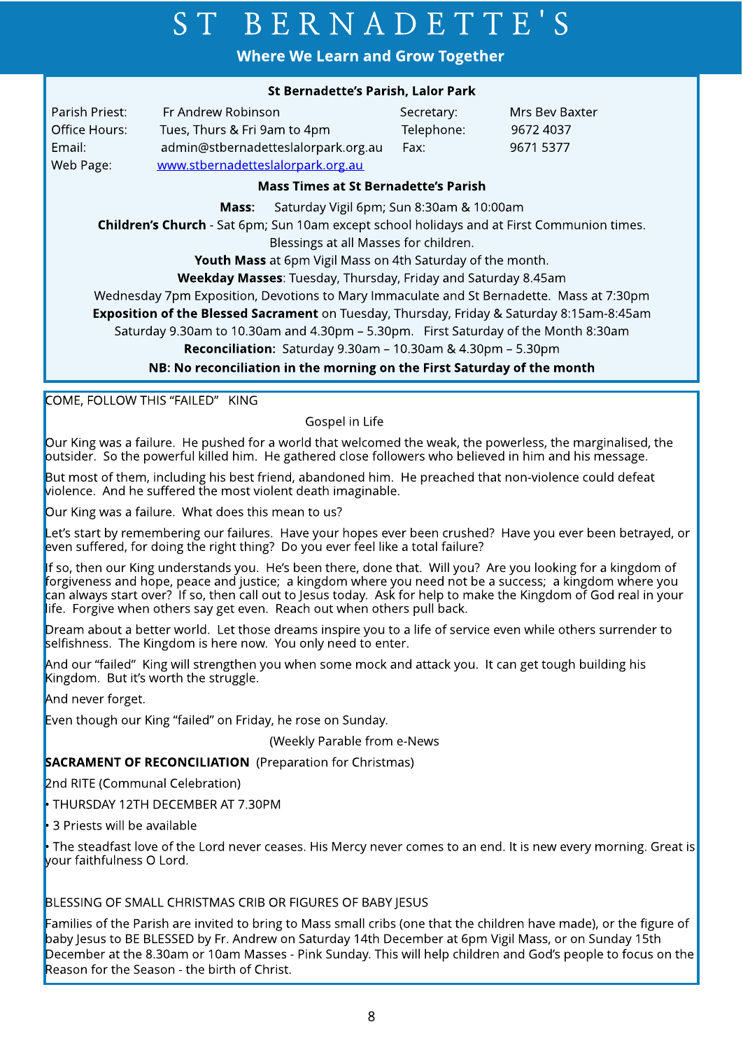# ST BERNADETTE'S

**Where We Learn and Grow Together**

**St Bernadette's Parish, Lalor Park**

| | | | |
|---|---|---|---|
| Parish Priest: | Fr Andrew Robinson | Secretary: | Mrs Bev Baxter |
| Office Hours: | Tues, Thurs & Fri 9am to 4pm | Telephone: | 9672 4037 |
| Email: | admin@stbernadetteslalorpark.org.au | Fax: | 9671 5377 |
| Web Page: | www.stbernadetteslalorpark.org.au | | |

**Mass Times at St Bernadette's Parish**

**Mass:** Saturday Vigil 6pm; Sun 8:30am & 10:00am

**Children's Church** - Sat 6pm; Sun 10am except school holidays and at First Communion times.

Blessings at all Masses for children.

**Youth Mass** at 6pm Vigil Mass on 4th Saturday of the month.

**Weekday Masses**: Tuesday, Thursday, Friday and Saturday 8.45am

Wednesday 7pm Exposition, Devotions to Mary Immaculate and St Bernadette. Mass at 7:30pm

**Exposition of the Blessed Sacrament** on Tuesday, Thursday, Friday & Saturday 8:15am-8:45am

Saturday 9.30am to 10.30am and 4.30pm – 5.30pm. First Saturday of the Month 8:30am

**Reconciliation:** Saturday 9.30am – 10.30am & 4.30pm – 5.30pm

**NB: No reconciliation in the morning on the First Saturday of the month**

COME, FOLLOW THIS "FAILED" KING

Gospel in Life

Our King was a failure. He pushed for a world that welcomed the weak, the powerless, the marginalised, the outsider. So the powerful killed him. He gathered close followers who believed in him and his message.

But most of them, including his best friend, abandoned him. He preached that non-violence could defeat violence. And he suffered the most violent death imaginable.

Our King was a failure. What does this mean to us?

Let's start by remembering our failures. Have your hopes ever been crushed? Have you ever been betrayed, or even suffered, for doing the right thing? Do you ever feel like a total failure?

If so, then our King understands you. He's been there, done that. Will you? Are you looking for a kingdom of forgiveness and hope, peace and justice; a kingdom where you need not be a success; a kingdom where you can always start over? If so, then call out to Jesus today. Ask for help to make the Kingdom of God real in your life. Forgive when others say get even. Reach out when others pull back.

Dream about a better world. Let those dreams inspire you to a life of service even while others surrender to selfishness. The Kingdom is here now. You only need to enter.

And our "failed" King will strengthen you when some mock and attack you. It can get tough building his Kingdom. But it's worth the struggle.

And never forget.

Even though our King "failed" on Friday, he rose on Sunday.

(Weekly Parable from e-News

**SACRAMENT OF RECONCILIATION** (Preparation for Christmas)

2nd RITE (Communal Celebration)

- THURSDAY 12TH DECEMBER AT 7.30PM
- 3 Priests will be available
- The steadfast love of the Lord never ceases. His Mercy never comes to an end. It is new every morning. Great is your faithfulness O Lord.

BLESSING OF SMALL CHRISTMAS CRIB OR FIGURES OF BABY JESUS

Families of the Parish are invited to bring to Mass small cribs (one that the children have made), or the figure of baby Jesus to BE BLESSED by Fr. Andrew on Saturday 14th December at 6pm Vigil Mass, or on Sunday 15th December at the 8.30am or 10am Masses - Pink Sunday. This will help children and God's people to focus on the Reason for the Season - the birth of Christ.